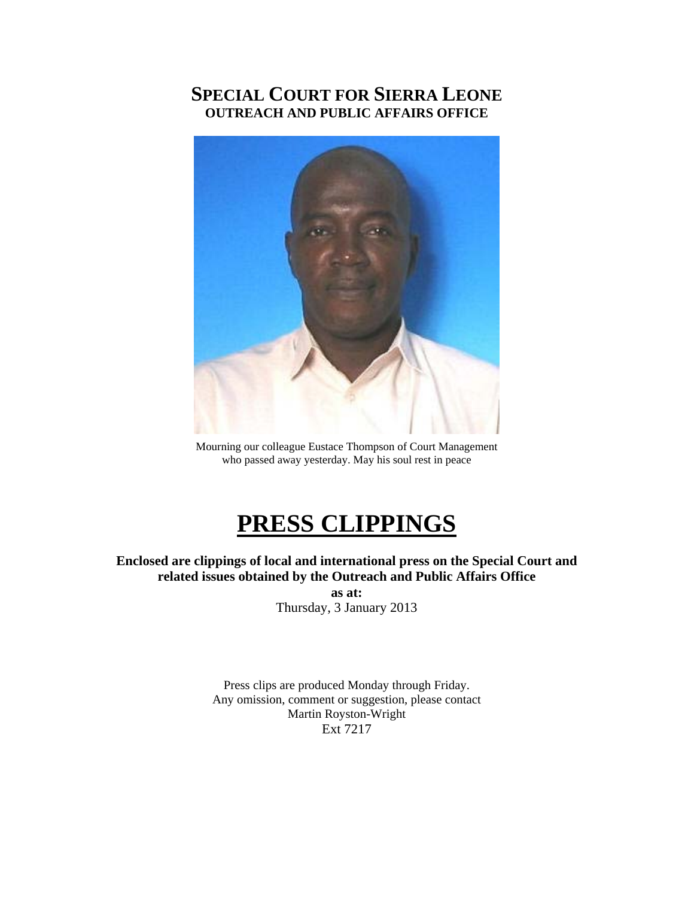# SPECIAL COURT FOR SIERRA LEONE

## OUTREACH AND PUBLIC AFFAIRS OFFICE

Mourning our colleague Eustace Thompson of Court Management who passed away yesterday. May his soul rest in peace

# PRESS CLIPPINGS

**Enclosed are clippings of local and international press on the Special Court and related issues obtained by the Outreach and Public Affairs Office**

**as at:**

Thursday, 3 January 2013

Press clips are produced Monday through Friday.
Any omission, comment or suggestion, please contact
Martin Royston-Wright
Ext 7217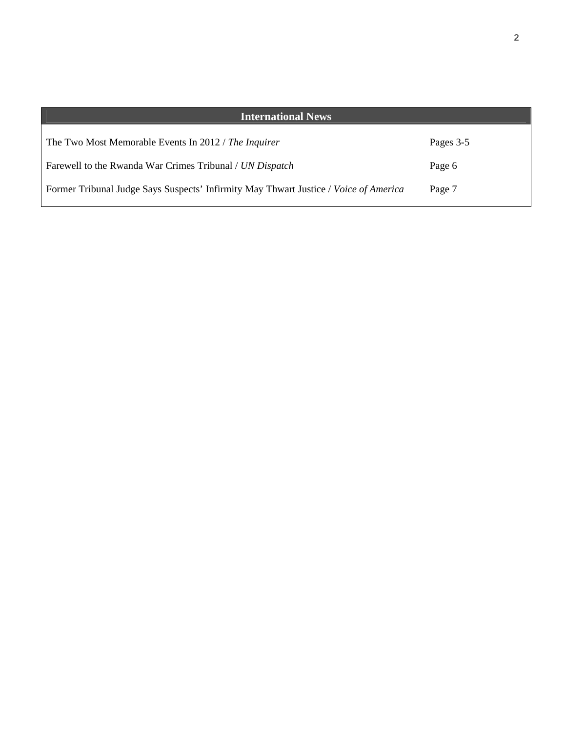| International News | |
|---|---|
| The Two Most Memorable Events In 2012 / *The Inquirer* | Pages 3-5 |
| Farewell to the Rwanda War Crimes Tribunal / *UN Dispatch* | Page 6 |
| Former Tribunal Judge Says Suspects’ Infirmity May Thwart Justice / *Voice of America* | Page 7 |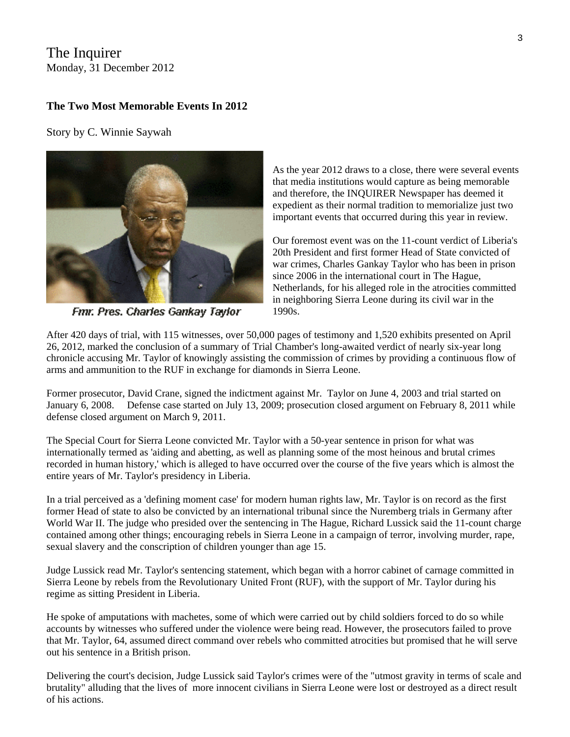The Inquirer
Monday, 31 December 2012

**The Two Most Memorable Events In 2012**

Story by C. Winnie Saywah

Fmr. Pres. Charles Gankay Taylor

As the year 2012 draws to a close, there were several events that media institutions would capture as being memorable and therefore, the INQUIRER Newspaper has deemed it expedient as their normal tradition to memorialize just two important events that occurred during this year in review.

Our foremost event was on the 11-count verdict of Liberia's 20th President and first former Head of State convicted of war crimes, Charles Gankay Taylor who has been in prison since 2006 in the international court in The Hague, Netherlands, for his alleged role in the atrocities committed in neighboring Sierra Leone during its civil war in the 1990s.

After 420 days of trial, with 115 witnesses, over 50,000 pages of testimony and 1,520 exhibits presented on April 26, 2012, marked the conclusion of a summary of Trial Chamber's long-awaited verdict of nearly six-year long chronicle accusing Mr. Taylor of knowingly assisting the commission of crimes by providing a continuous flow of arms and ammunition to the RUF in exchange for diamonds in Sierra Leone.

Former prosecutor, David Crane, signed the indictment against Mr. Taylor on June 4, 2003 and trial started on January 6, 2008. Defense case started on July 13, 2009; prosecution closed argument on February 8, 2011 while defense closed argument on March 9, 2011.

The Special Court for Sierra Leone convicted Mr. Taylor with a 50-year sentence in prison for what was internationally termed as 'aiding and abetting, as well as planning some of the most heinous and brutal crimes recorded in human history,' which is alleged to have occurred over the course of the five years which is almost the entire years of Mr. Taylor's presidency in Liberia.

In a trial perceived as a 'defining moment case' for modern human rights law, Mr. Taylor is on record as the first former Head of state to also be convicted by an international tribunal since the Nuremberg trials in Germany after World War II. The judge who presided over the sentencing in The Hague, Richard Lussick said the 11-count charge contained among other things; encouraging rebels in Sierra Leone in a campaign of terror, involving murder, rape, sexual slavery and the conscription of children younger than age 15.

Judge Lussick read Mr. Taylor's sentencing statement, which began with a horror cabinet of carnage committed in Sierra Leone by rebels from the Revolutionary United Front (RUF), with the support of Mr. Taylor during his regime as sitting President in Liberia.

He spoke of amputations with machetes, some of which were carried out by child soldiers forced to do so while accounts by witnesses who suffered under the violence were being read. However, the prosecutors failed to prove that Mr. Taylor, 64, assumed direct command over rebels who committed atrocities but promised that he will serve out his sentence in a British prison.

Delivering the court's decision, Judge Lussick said Taylor's crimes were of the "utmost gravity in terms of scale and brutality" alluding that the lives of more innocent civilians in Sierra Leone were lost or destroyed as a direct result of his actions.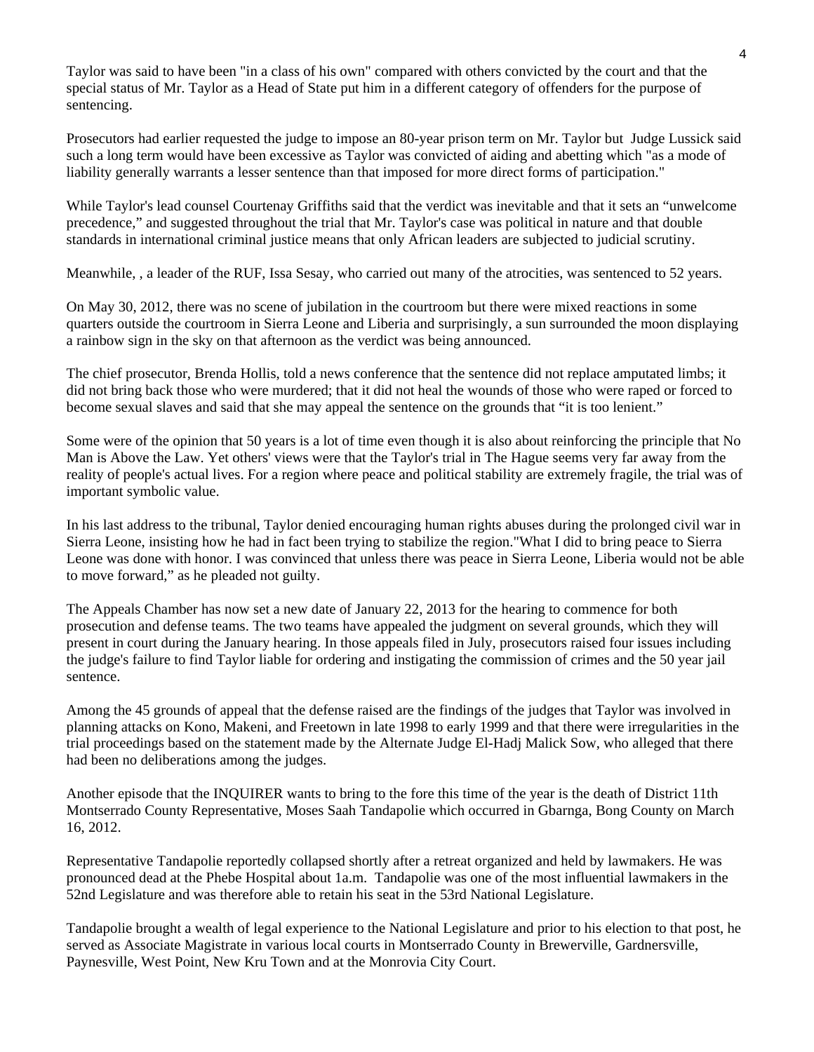Taylor was said to have been "in a class of his own" compared with others convicted by the court and that the special status of Mr. Taylor as a Head of State put him in a different category of offenders for the purpose of sentencing.

Prosecutors had earlier requested the judge to impose an 80-year prison term on Mr. Taylor but Judge Lussick said such a long term would have been excessive as Taylor was convicted of aiding and abetting which "as a mode of liability generally warrants a lesser sentence than that imposed for more direct forms of participation."

While Taylor's lead counsel Courtenay Griffiths said that the verdict was inevitable and that it sets an “unwelcome precedence,” and suggested throughout the trial that Mr. Taylor's case was political in nature and that double standards in international criminal justice means that only African leaders are subjected to judicial scrutiny.

Meanwhile, , a leader of the RUF, Issa Sesay, who carried out many of the atrocities, was sentenced to 52 years.

On May 30, 2012, there was no scene of jubilation in the courtroom but there were mixed reactions in some quarters outside the courtroom in Sierra Leone and Liberia and surprisingly, a sun surrounded the moon displaying a rainbow sign in the sky on that afternoon as the verdict was being announced.

The chief prosecutor, Brenda Hollis, told a news conference that the sentence did not replace amputated limbs; it did not bring back those who were murdered; that it did not heal the wounds of those who were raped or forced to become sexual slaves and said that she may appeal the sentence on the grounds that “it is too lenient.”

Some were of the opinion that 50 years is a lot of time even though it is also about reinforcing the principle that No Man is Above the Law. Yet others' views were that the Taylor's trial in The Hague seems very far away from the reality of people's actual lives. For a region where peace and political stability are extremely fragile, the trial was of important symbolic value.

In his last address to the tribunal, Taylor denied encouraging human rights abuses during the prolonged civil war in Sierra Leone, insisting how he had in fact been trying to stabilize the region."What I did to bring peace to Sierra Leone was done with honor. I was convinced that unless there was peace in Sierra Leone, Liberia would not be able to move forward,” as he pleaded not guilty.

The Appeals Chamber has now set a new date of January 22, 2013 for the hearing to commence for both prosecution and defense teams. The two teams have appealed the judgment on several grounds, which they will present in court during the January hearing. In those appeals filed in July, prosecutors raised four issues including the judge's failure to find Taylor liable for ordering and instigating the commission of crimes and the 50 year jail sentence.

Among the 45 grounds of appeal that the defense raised are the findings of the judges that Taylor was involved in planning attacks on Kono, Makeni, and Freetown in late 1998 to early 1999 and that there were irregularities in the trial proceedings based on the statement made by the Alternate Judge El-Hadj Malick Sow, who alleged that there had been no deliberations among the judges.

Another episode that the INQUIRER wants to bring to the fore this time of the year is the death of District 11th Montserrado County Representative, Moses Saah Tandapolie which occurred in Gbarnga, Bong County on March 16, 2012.

Representative Tandapolie reportedly collapsed shortly after a retreat organized and held by lawmakers. He was pronounced dead at the Phebe Hospital about 1a.m. Tandapolie was one of the most influential lawmakers in the 52nd Legislature and was therefore able to retain his seat in the 53rd National Legislature.

Tandapolie brought a wealth of legal experience to the National Legislature and prior to his election to that post, he served as Associate Magistrate in various local courts in Montserrado County in Brewerville, Gardnersville, Paynesville, West Point, New Kru Town and at the Monrovia City Court.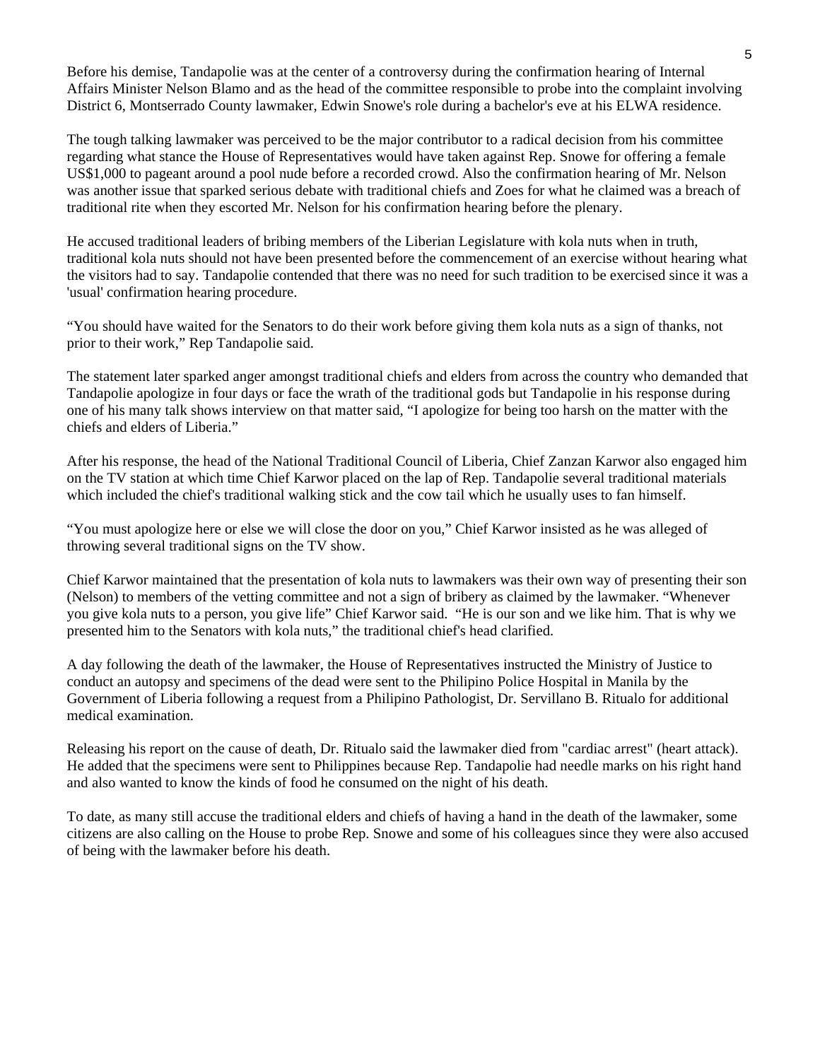Before his demise, Tandapolie was at the center of a controversy during the confirmation hearing of Internal Affairs Minister Nelson Blamo and as the head of the committee responsible to probe into the complaint involving District 6, Montserrado County lawmaker, Edwin Snowe's role during a bachelor's eve at his ELWA residence.

The tough talking lawmaker was perceived to be the major contributor to a radical decision from his committee regarding what stance the House of Representatives would have taken against Rep. Snowe for offering a female US$1,000 to pageant around a pool nude before a recorded crowd. Also the confirmation hearing of Mr. Nelson was another issue that sparked serious debate with traditional chiefs and Zoes for what he claimed was a breach of traditional rite when they escorted Mr. Nelson for his confirmation hearing before the plenary.

He accused traditional leaders of bribing members of the Liberian Legislature with kola nuts when in truth, traditional kola nuts should not have been presented before the commencement of an exercise without hearing what the visitors had to say. Tandapolie contended that there was no need for such tradition to be exercised since it was a 'usual' confirmation hearing procedure.

“You should have waited for the Senators to do their work before giving them kola nuts as a sign of thanks, not prior to their work,” Rep Tandapolie said.

The statement later sparked anger amongst traditional chiefs and elders from across the country who demanded that Tandapolie apologize in four days or face the wrath of the traditional gods but Tandapolie in his response during one of his many talk shows interview on that matter said, “I apologize for being too harsh on the matter with the chiefs and elders of Liberia.”

After his response, the head of the National Traditional Council of Liberia, Chief Zanzan Karwor also engaged him on the TV station at which time Chief Karwor placed on the lap of Rep. Tandapolie several traditional materials which included the chief's traditional walking stick and the cow tail which he usually uses to fan himself.

“You must apologize here or else we will close the door on you,” Chief Karwor insisted as he was alleged of throwing several traditional signs on the TV show.

Chief Karwor maintained that the presentation of kola nuts to lawmakers was their own way of presenting their son (Nelson) to members of the vetting committee and not a sign of bribery as claimed by the lawmaker. “Whenever you give kola nuts to a person, you give life” Chief Karwor said. “He is our son and we like him. That is why we presented him to the Senators with kola nuts,” the traditional chief's head clarified.

A day following the death of the lawmaker, the House of Representatives instructed the Ministry of Justice to conduct an autopsy and specimens of the dead were sent to the Philipino Police Hospital in Manila by the Government of Liberia following a request from a Philipino Pathologist, Dr. Servillano B. Ritualo for additional medical examination.

Releasing his report on the cause of death, Dr. Ritualo said the lawmaker died from "cardiac arrest" (heart attack). He added that the specimens were sent to Philippines because Rep. Tandapolie had needle marks on his right hand and also wanted to know the kinds of food he consumed on the night of his death.

To date, as many still accuse the traditional elders and chiefs of having a hand in the death of the lawmaker, some citizens are also calling on the House to probe Rep. Snowe and some of his colleagues since they were also accused of being with the lawmaker before his death.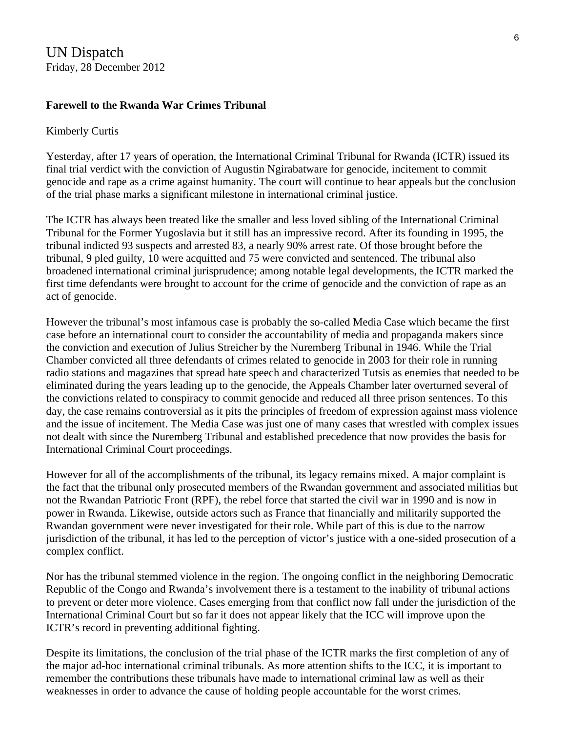UN Dispatch
Friday, 28 December 2012

**Farewell to the Rwanda War Crimes Tribunal**

Kimberly Curtis

Yesterday, after 17 years of operation, the International Criminal Tribunal for Rwanda (ICTR) issued its final trial verdict with the conviction of Augustin Ngirabatware for genocide, incitement to commit genocide and rape as a crime against humanity. The court will continue to hear appeals but the conclusion of the trial phase marks a significant milestone in international criminal justice.

The ICTR has always been treated like the smaller and less loved sibling of the International Criminal Tribunal for the Former Yugoslavia but it still has an impressive record. After its founding in 1995, the tribunal indicted 93 suspects and arrested 83, a nearly 90% arrest rate. Of those brought before the tribunal, 9 pled guilty, 10 were acquitted and 75 were convicted and sentenced. The tribunal also broadened international criminal jurisprudence; among notable legal developments, the ICTR marked the first time defendants were brought to account for the crime of genocide and the conviction of rape as an act of genocide.

However the tribunal's most infamous case is probably the so-called Media Case which became the first case before an international court to consider the accountability of media and propaganda makers since the conviction and execution of Julius Streicher by the Nuremberg Tribunal in 1946. While the Trial Chamber convicted all three defendants of crimes related to genocide in 2003 for their role in running radio stations and magazines that spread hate speech and characterized Tutsis as enemies that needed to be eliminated during the years leading up to the genocide, the Appeals Chamber later overturned several of the convictions related to conspiracy to commit genocide and reduced all three prison sentences. To this day, the case remains controversial as it pits the principles of freedom of expression against mass violence and the issue of incitement. The Media Case was just one of many cases that wrestled with complex issues not dealt with since the Nuremberg Tribunal and established precedence that now provides the basis for International Criminal Court proceedings.

However for all of the accomplishments of the tribunal, its legacy remains mixed. A major complaint is the fact that the tribunal only prosecuted members of the Rwandan government and associated militias but not the Rwandan Patriotic Front (RPF), the rebel force that started the civil war in 1990 and is now in power in Rwanda. Likewise, outside actors such as France that financially and militarily supported the Rwandan government were never investigated for their role. While part of this is due to the narrow jurisdiction of the tribunal, it has led to the perception of victor's justice with a one-sided prosecution of a complex conflict.

Nor has the tribunal stemmed violence in the region. The ongoing conflict in the neighboring Democratic Republic of the Congo and Rwanda's involvement there is a testament to the inability of tribunal actions to prevent or deter more violence. Cases emerging from that conflict now fall under the jurisdiction of the International Criminal Court but so far it does not appear likely that the ICC will improve upon the ICTR's record in preventing additional fighting.

Despite its limitations, the conclusion of the trial phase of the ICTR marks the first completion of any of the major ad-hoc international criminal tribunals. As more attention shifts to the ICC, it is important to remember the contributions these tribunals have made to international criminal law as well as their weaknesses in order to advance the cause of holding people accountable for the worst crimes.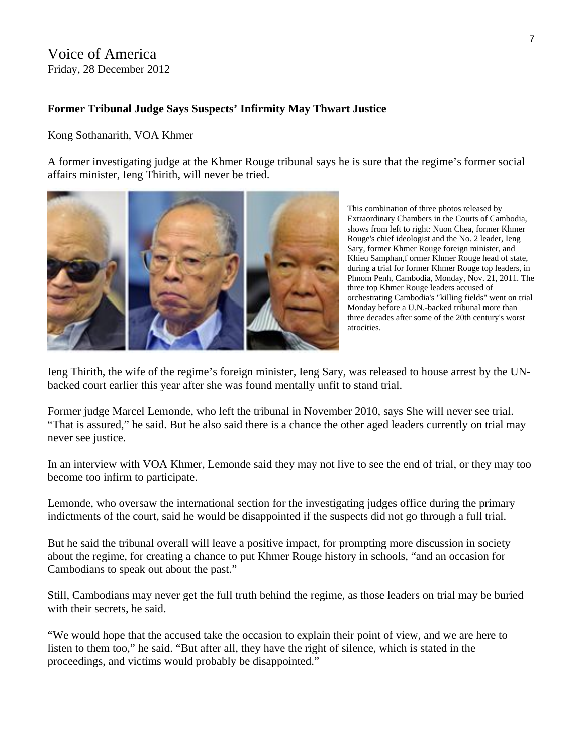Voice of America
Friday, 28 December 2012

**Former Tribunal Judge Says Suspects' Infirmity May Thwart Justice**

Kong Sothanarith, VOA Khmer

A former investigating judge at the Khmer Rouge tribunal says he is sure that the regime's former social affairs minister, Ieng Thirith, will never be tried.

This combination of three photos released by Extraordinary Chambers in the Courts of Cambodia, shows from left to right: Nuon Chea, former Khmer Rouge's chief ideologist and the No. 2 leader, Ieng Sary, former Khmer Rouge foreign minister, and Khieu Samphan,f ormer Khmer Rouge head of state, during a trial for former Khmer Rouge top leaders, in Phnom Penh, Cambodia, Monday, Nov. 21, 2011. The three top Khmer Rouge leaders accused of orchestrating Cambodia's "killing fields" went on trial Monday before a U.N.-backed tribunal more than three decades after some of the 20th century's worst atrocities.

Ieng Thirith, the wife of the regime's foreign minister, Ieng Sary, was released to house arrest by the UN-backed court earlier this year after she was found mentally unfit to stand trial.

Former judge Marcel Lemonde, who left the tribunal in November 2010, says She will never see trial. "That is assured," he said. But he also said there is a chance the other aged leaders currently on trial may never see justice.

In an interview with VOA Khmer, Lemonde said they may not live to see the end of trial, or they may too become too infirm to participate.

Lemonde, who oversaw the international section for the investigating judges office during the primary indictments of the court, said he would be disappointed if the suspects did not go through a full trial.

But he said the tribunal overall will leave a positive impact, for prompting more discussion in society about the regime, for creating a chance to put Khmer Rouge history in schools, "and an occasion for Cambodians to speak out about the past."

Still, Cambodians may never get the full truth behind the regime, as those leaders on trial may be buried with their secrets, he said.

"We would hope that the accused take the occasion to explain their point of view, and we are here to listen to them too," he said. "But after all, they have the right of silence, which is stated in the proceedings, and victims would probably be disappointed."